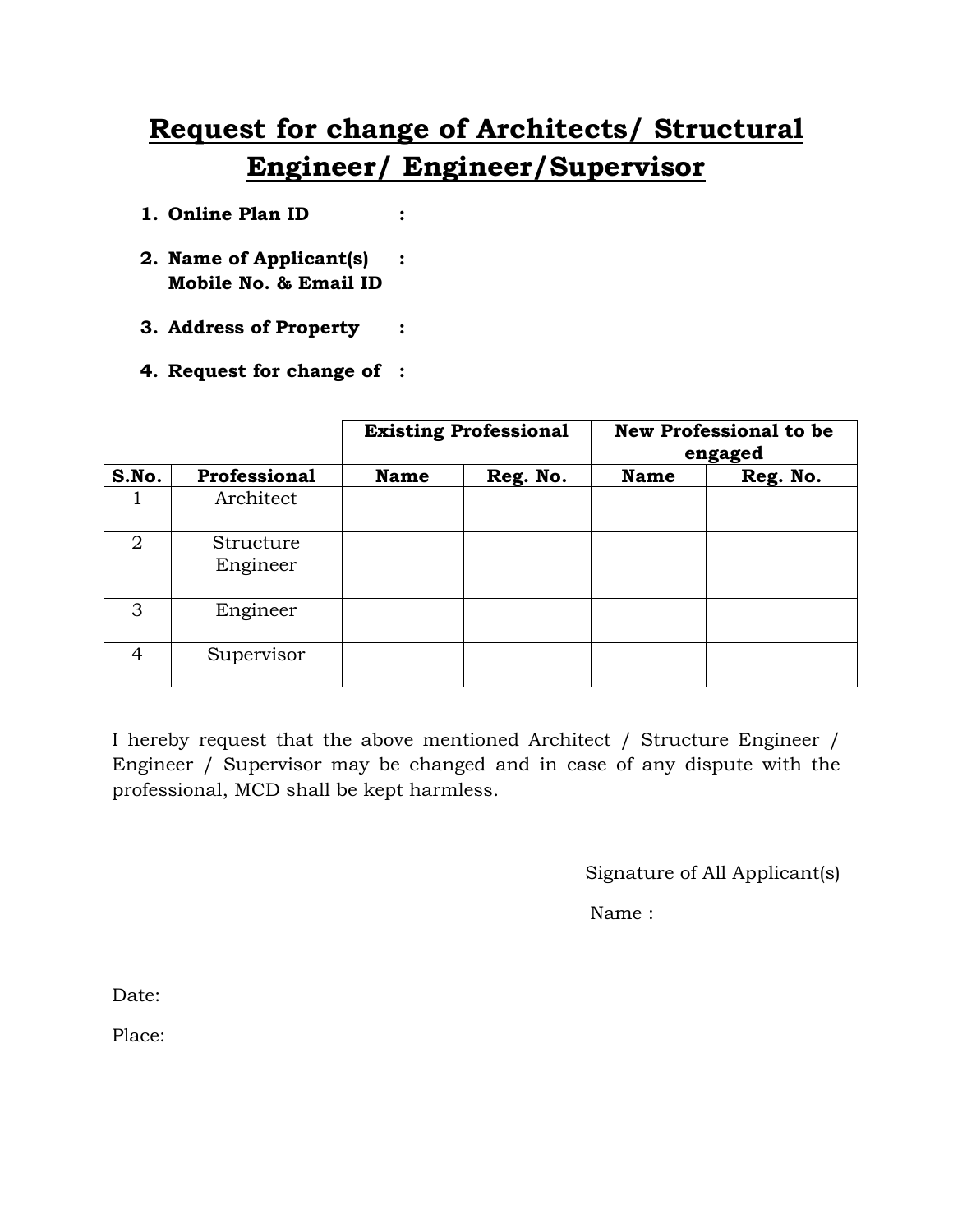# Request for change of Architects/ Structural Engineer/ Engineer/Supervisor

1. **Online Plan ID** :
2. **Name of Applicant(s) Mobile No. & Email ID** :
3. **Address of Property** :
4. **Request for change of** :

| | | Existing Professional | | New Professional to be engaged | |
|---|---|---|---|---|---|
| **S.No.** | **Professional** | **Name** | **Reg. No.** | **Name** | **Reg. No.** |
| 1 | Architect | | | | |
| 2 | Structure Engineer | | | | |
| 3 | Engineer | | | | |
| 4 | Supervisor | | | | |

I hereby request that the above mentioned Architect / Structure Engineer / Engineer / Supervisor may be changed and in case of any dispute with the professional, MCD shall be kept harmless.

Signature of All Applicant(s)

Name :

Date:

Place: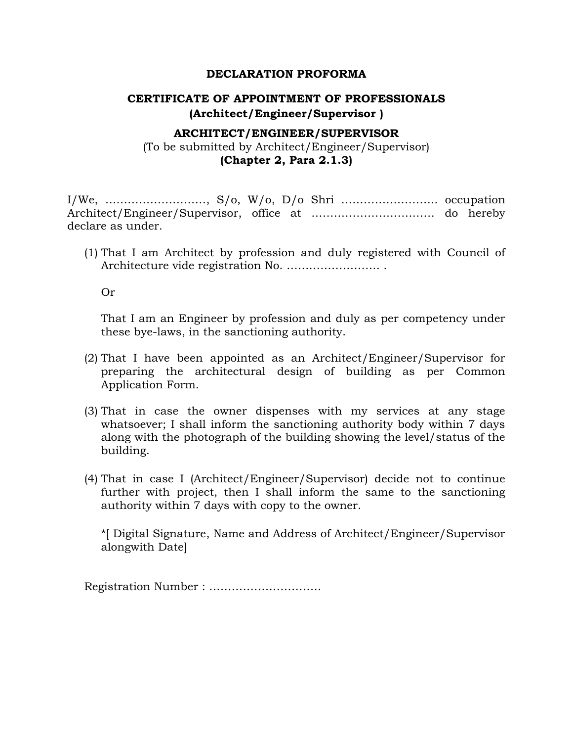**DECLARATION PROFORMA**

**CERTIFICATE OF APPOINTMENT OF PROFESSIONALS**
**(Architect/Engineer/Supervisor )**

**ARCHITECT/ENGINEER/SUPERVISOR**
(To be submitted by Architect/Engineer/Supervisor)
**(Chapter 2, Para 2.1.3)**

I/We, ………………………, S/o, W/o, D/o Shri ……………………. occupation Architect/Engineer/Supervisor, office at …………………………. do hereby declare as under.

(1) That I am Architect by profession and duly registered with Council of Architecture vide registration No. ……………………. .

Or

That I am an Engineer by profession and duly as per competency under these bye-laws, in the sanctioning authority.

(2) That I have been appointed as an Architect/Engineer/Supervisor for preparing the architectural design of building as per Common Application Form.

(3) That in case the owner dispenses with my services at any stage whatsoever; I shall inform the sanctioning authority body within 7 days along with the photograph of the building showing the level/status of the building.

(4) That in case I (Architect/Engineer/Supervisor) decide not to continue further with project, then I shall inform the same to the sanctioning authority within 7 days with copy to the owner.

*[ Digital Signature, Name and Address of Architect/Engineer/Supervisor alongwith Date]

Registration Number : …………………………